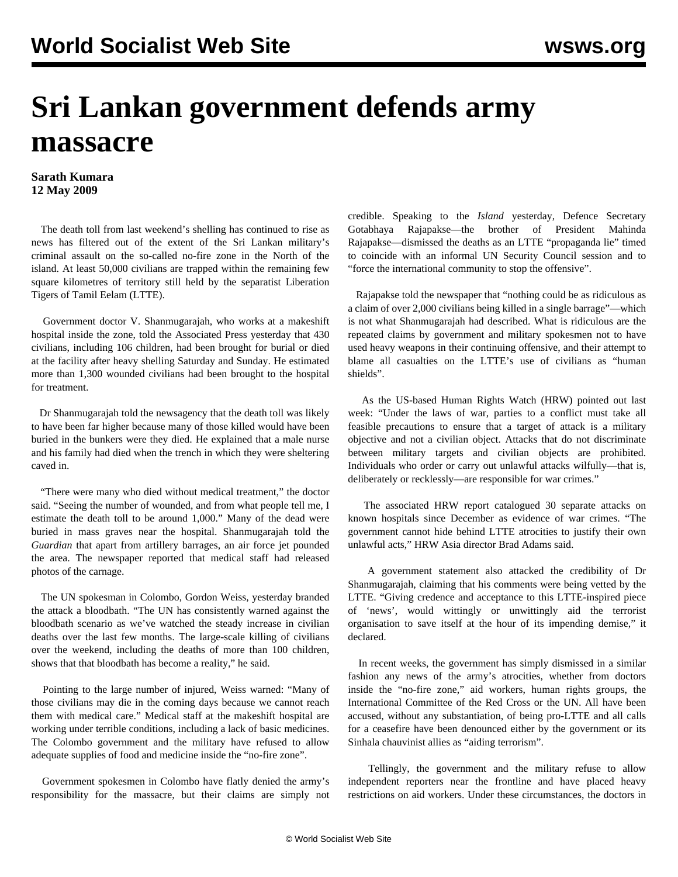# Sri Lankan government defends army massacre

**Sarath Kumara**
**12 May 2009**

The death toll from last weekend's shelling has continued to rise as news has filtered out of the extent of the Sri Lankan military's criminal assault on the so-called no-fire zone in the North of the island. At least 50,000 civilians are trapped within the remaining few square kilometres of territory still held by the separatist Liberation Tigers of Tamil Eelam (LTTE).

Government doctor V. Shanmugarajah, who works at a makeshift hospital inside the zone, told the Associated Press yesterday that 430 civilians, including 106 children, had been brought for burial or died at the facility after heavy shelling Saturday and Sunday. He estimated more than 1,300 wounded civilians had been brought to the hospital for treatment.

Dr Shanmugarajah told the newsagency that the death toll was likely to have been far higher because many of those killed would have been buried in the bunkers were they died. He explained that a male nurse and his family had died when the trench in which they were sheltering caved in.

"There were many who died without medical treatment," the doctor said. "Seeing the number of wounded, and from what people tell me, I estimate the death toll to be around 1,000." Many of the dead were buried in mass graves near the hospital. Shanmugarajah told the *Guardian* that apart from artillery barrages, an air force jet pounded the area. The newspaper reported that medical staff had released photos of the carnage.

The UN spokesman in Colombo, Gordon Weiss, yesterday branded the attack a bloodbath. "The UN has consistently warned against the bloodbath scenario as we've watched the steady increase in civilian deaths over the last few months. The large-scale killing of civilians over the weekend, including the deaths of more than 100 children, shows that that bloodbath has become a reality," he said.

Pointing to the large number of injured, Weiss warned: "Many of those civilians may die in the coming days because we cannot reach them with medical care." Medical staff at the makeshift hospital are working under terrible conditions, including a lack of basic medicines. The Colombo government and the military have refused to allow adequate supplies of food and medicine inside the "no-fire zone".

Government spokesmen in Colombo have flatly denied the army's responsibility for the massacre, but their claims are simply not credible. Speaking to the *Island* yesterday, Defence Secretary Gotabhaya Rajapakse—the brother of President Mahinda Rajapakse—dismissed the deaths as an LTTE "propaganda lie" timed to coincide with an informal UN Security Council session and to "force the international community to stop the offensive".

Rajapakse told the newspaper that "nothing could be as ridiculous as a claim of over 2,000 civilians being killed in a single barrage"—which is not what Shanmugarajah had described. What is ridiculous are the repeated claims by government and military spokesmen not to have used heavy weapons in their continuing offensive, and their attempt to blame all casualties on the LTTE's use of civilians as "human shields".

As the US-based Human Rights Watch (HRW) pointed out last week: "Under the laws of war, parties to a conflict must take all feasible precautions to ensure that a target of attack is a military objective and not a civilian object. Attacks that do not discriminate between military targets and civilian objects are prohibited. Individuals who order or carry out unlawful attacks wilfully—that is, deliberately or recklessly—are responsible for war crimes."

The associated HRW report catalogued 30 separate attacks on known hospitals since December as evidence of war crimes. "The government cannot hide behind LTTE atrocities to justify their own unlawful acts," HRW Asia director Brad Adams said.

A government statement also attacked the credibility of Dr Shanmugarajah, claiming that his comments were being vetted by the LTTE. "Giving credence and acceptance to this LTTE-inspired piece of 'news', would wittingly or unwittingly aid the terrorist organisation to save itself at the hour of its impending demise," it declared.

In recent weeks, the government has simply dismissed in a similar fashion any news of the army's atrocities, whether from doctors inside the "no-fire zone," aid workers, human rights groups, the International Committee of the Red Cross or the UN. All have been accused, without any substantiation, of being pro-LTTE and all calls for a ceasefire have been denounced either by the government or its Sinhala chauvinist allies as "aiding terrorism".

Tellingly, the government and the military refuse to allow independent reporters near the frontline and have placed heavy restrictions on aid workers. Under these circumstances, the doctors in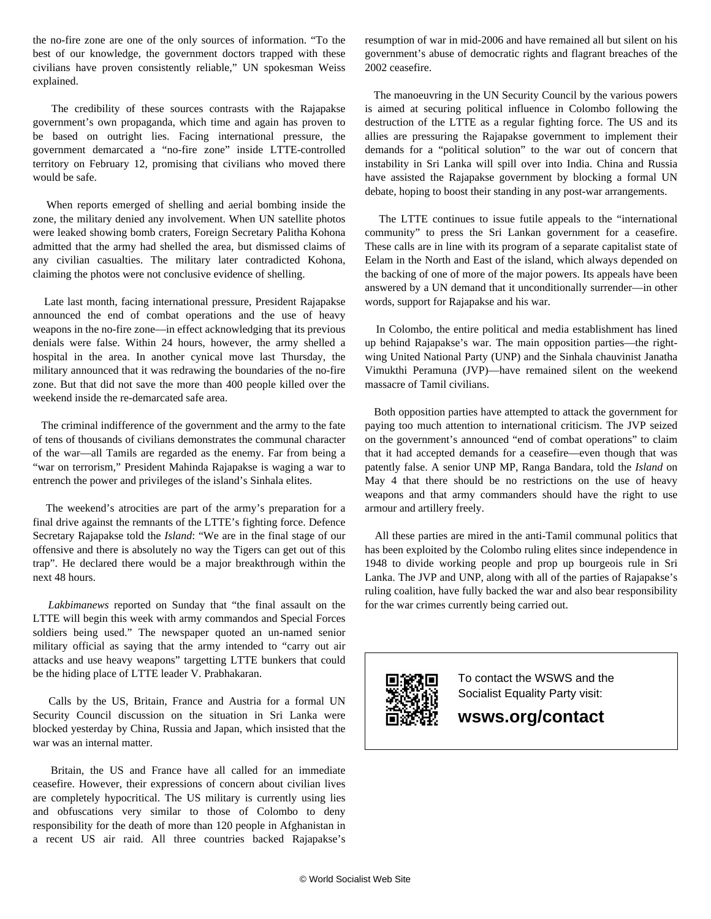the no-fire zone are one of the only sources of information. "To the best of our knowledge, the government doctors trapped with these civilians have proven consistently reliable," UN spokesman Weiss explained.

The credibility of these sources contrasts with the Rajapakse government's own propaganda, which time and again has proven to be based on outright lies. Facing international pressure, the government demarcated a "no-fire zone" inside LTTE-controlled territory on February 12, promising that civilians who moved there would be safe.

When reports emerged of shelling and aerial bombing inside the zone, the military denied any involvement. When UN satellite photos were leaked showing bomb craters, Foreign Secretary Palitha Kohona admitted that the army had shelled the area, but dismissed claims of any civilian casualties. The military later contradicted Kohona, claiming the photos were not conclusive evidence of shelling.

Late last month, facing international pressure, President Rajapakse announced the end of combat operations and the use of heavy weapons in the no-fire zone—in effect acknowledging that its previous denials were false. Within 24 hours, however, the army shelled a hospital in the area. In another cynical move last Thursday, the military announced that it was redrawing the boundaries of the no-fire zone. But that did not save the more than 400 people killed over the weekend inside the re-demarcated safe area.

The criminal indifference of the government and the army to the fate of tens of thousands of civilians demonstrates the communal character of the war—all Tamils are regarded as the enemy. Far from being a "war on terrorism," President Mahinda Rajapakse is waging a war to entrench the power and privileges of the island's Sinhala elites.

The weekend's atrocities are part of the army's preparation for a final drive against the remnants of the LTTE's fighting force. Defence Secretary Rajapakse told the *Island*: "We are in the final stage of our offensive and there is absolutely no way the Tigers can get out of this trap". He declared there would be a major breakthrough within the next 48 hours.

*Lakbimanews* reported on Sunday that "the final assault on the LTTE will begin this week with army commandos and Special Forces soldiers being used." The newspaper quoted an un-named senior military official as saying that the army intended to "carry out air attacks and use heavy weapons" targetting LTTE bunkers that could be the hiding place of LTTE leader V. Prabhakaran.

Calls by the US, Britain, France and Austria for a formal UN Security Council discussion on the situation in Sri Lanka were blocked yesterday by China, Russia and Japan, which insisted that the war was an internal matter.

Britain, the US and France have all called for an immediate ceasefire. However, their expressions of concern about civilian lives are completely hypocritical. The US military is currently using lies and obfuscations very similar to those of Colombo to deny responsibility for the death of more than 120 people in Afghanistan in a recent US air raid. All three countries backed Rajapakse's resumption of war in mid-2006 and have remained all but silent on his government's abuse of democratic rights and flagrant breaches of the 2002 ceasefire.

The manoeuvring in the UN Security Council by the various powers is aimed at securing political influence in Colombo following the destruction of the LTTE as a regular fighting force. The US and its allies are pressuring the Rajapakse government to implement their demands for a "political solution" to the war out of concern that instability in Sri Lanka will spill over into India. China and Russia have assisted the Rajapakse government by blocking a formal UN debate, hoping to boost their standing in any post-war arrangements.

The LTTE continues to issue futile appeals to the "international community" to press the Sri Lankan government for a ceasefire. These calls are in line with its program of a separate capitalist state of Eelam in the North and East of the island, which always depended on the backing of one of more of the major powers. Its appeals have been answered by a UN demand that it unconditionally surrender—in other words, support for Rajapakse and his war.

In Colombo, the entire political and media establishment has lined up behind Rajapakse's war. The main opposition parties—the right-wing United National Party (UNP) and the Sinhala chauvinist Janatha Vimukthi Peramuna (JVP)—have remained silent on the weekend massacre of Tamil civilians.

Both opposition parties have attempted to attack the government for paying too much attention to international criticism. The JVP seized on the government's announced "end of combat operations" to claim that it had accepted demands for a ceasefire—even though that was patently false. A senior UNP MP, Ranga Bandara, told the *Island* on May 4 that there should be no restrictions on the use of heavy weapons and that army commanders should have the right to use armour and artillery freely.

All these parties are mired in the anti-Tamil communal politics that has been exploited by the Colombo ruling elites since independence in 1948 to divide working people and prop up bourgeois rule in Sri Lanka. The JVP and UNP, along with all of the parties of Rajapakse's ruling coalition, have fully backed the war and also bear responsibility for the war crimes currently being carried out.

To contact the WSWS and the Socialist Equality Party visit:

**wsws.org/contact**